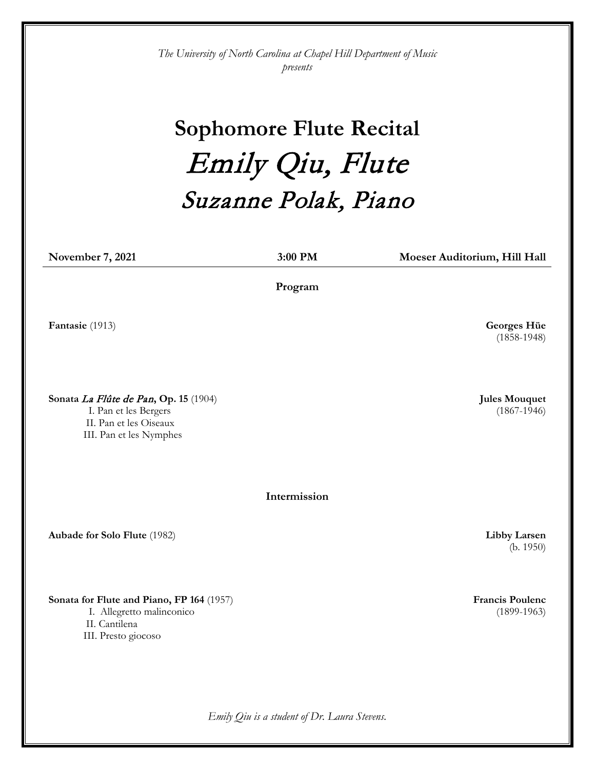*The University of North Carolina at Chapel Hill Department of Music*
*presents*

# Sophomore Flute Recital

## *Emily Qiu, Flute*

## *Suzanne Polak, Piano*

**November 7, 2021** **3:00 PM** **Moeser Auditorium, Hill Hall**

---

**Program**

**Fantasie** (1913) — **Georges Hüe** (1858-1948)

**Sonata *La Flûte de Pan*, Op. 15** (1904) — **Jules Mouquet** (1867-1946)

I. Pan et les Bergers
II. Pan et les Oiseaux
III. Pan et les Nymphes

**Intermission**

**Aubade for Solo Flute** (1982) — **Libby Larsen** (b. 1950)

**Sonata for Flute and Piano, FP 164** (1957) — **Francis Poulenc** (1899-1963)

I. Allegretto malinconico
II. Cantilena
III. Presto giocoso

*Emily Qiu is a student of Dr. Laura Stevens.*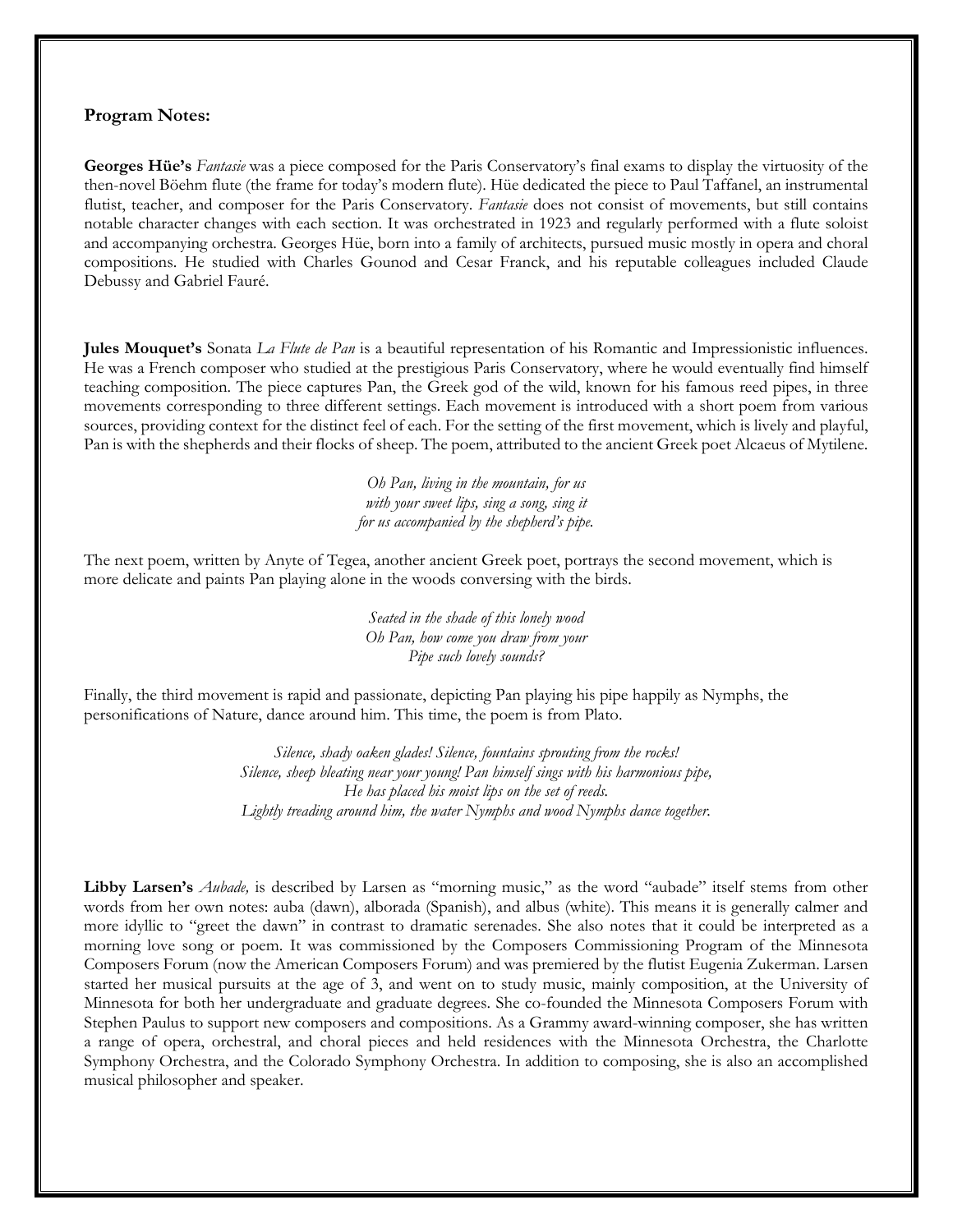**Program Notes:**

**Georges Hüe's** *Fantasie* was a piece composed for the Paris Conservatory's final exams to display the virtuosity of the then-novel Böehm flute (the frame for today's modern flute). Hüe dedicated the piece to Paul Taffanel, an instrumental flutist, teacher, and composer for the Paris Conservatory. *Fantasie* does not consist of movements, but still contains notable character changes with each section. It was orchestrated in 1923 and regularly performed with a flute soloist and accompanying orchestra. Georges Hüe, born into a family of architects, pursued music mostly in opera and choral compositions. He studied with Charles Gounod and Cesar Franck, and his reputable colleagues included Claude Debussy and Gabriel Fauré.

**Jules Mouquet's** Sonata *La Flute de Pan* is a beautiful representation of his Romantic and Impressionistic influences. He was a French composer who studied at the prestigious Paris Conservatory, where he would eventually find himself teaching composition. The piece captures Pan, the Greek god of the wild, known for his famous reed pipes, in three movements corresponding to three different settings. Each movement is introduced with a short poem from various sources, providing context for the distinct feel of each. For the setting of the first movement, which is lively and playful, Pan is with the shepherds and their flocks of sheep. The poem, attributed to the ancient Greek poet Alcaeus of Mytilene.

*Oh Pan, living in the mountain, for us*
*with your sweet lips, sing a song, sing it*
*for us accompanied by the shepherd's pipe.*

The next poem, written by Anyte of Tegea, another ancient Greek poet, portrays the second movement, which is more delicate and paints Pan playing alone in the woods conversing with the birds.

*Seated in the shade of this lonely wood*
*Oh Pan, how come you draw from your*
*Pipe such lovely sounds?*

Finally, the third movement is rapid and passionate, depicting Pan playing his pipe happily as Nymphs, the personifications of Nature, dance around him. This time, the poem is from Plato.

*Silence, shady oaken glades! Silence, fountains sprouting from the rocks!*
*Silence, sheep bleating near your young! Pan himself sings with his harmonious pipe,*
*He has placed his moist lips on the set of reeds.*
*Lightly treading around him, the water Nymphs and wood Nymphs dance together.*

**Libby Larsen's** *Aubade,* is described by Larsen as "morning music," as the word "aubade" itself stems from other words from her own notes: auba (dawn), alborada (Spanish), and albus (white). This means it is generally calmer and more idyllic to "greet the dawn" in contrast to dramatic serenades. She also notes that it could be interpreted as a morning love song or poem. It was commissioned by the Composers Commissioning Program of the Minnesota Composers Forum (now the American Composers Forum) and was premiered by the flutist Eugenia Zukerman. Larsen started her musical pursuits at the age of 3, and went on to study music, mainly composition, at the University of Minnesota for both her undergraduate and graduate degrees. She co-founded the Minnesota Composers Forum with Stephen Paulus to support new composers and compositions. As a Grammy award-winning composer, she has written a range of opera, orchestral, and choral pieces and held residences with the Minnesota Orchestra, the Charlotte Symphony Orchestra, and the Colorado Symphony Orchestra. In addition to composing, she is also an accomplished musical philosopher and speaker.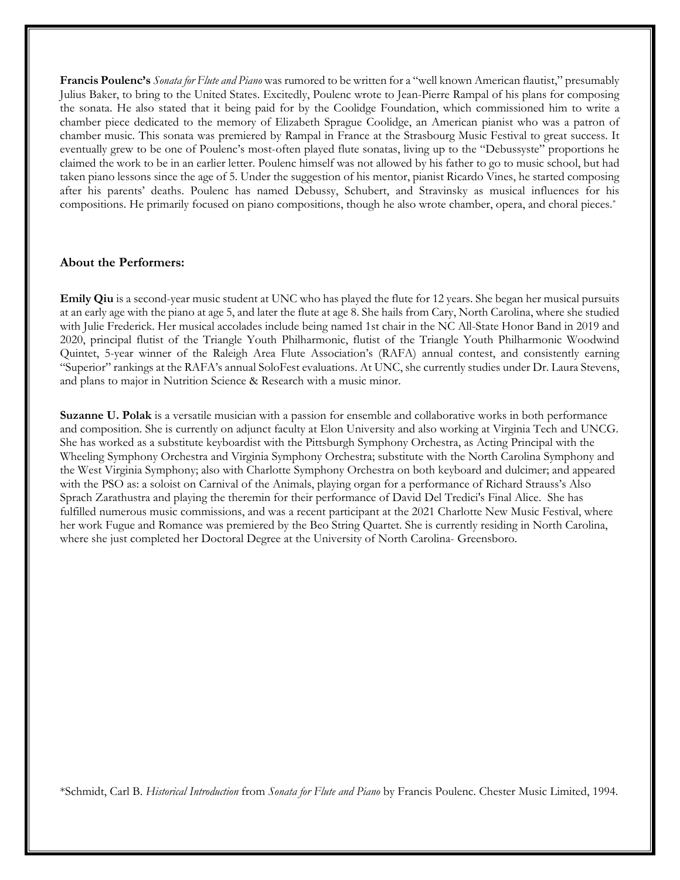**Francis Poulenc's** *Sonata for Flute and Piano* was rumored to be written for a "well known American flautist," presumably Julius Baker, to bring to the United States. Excitedly, Poulenc wrote to Jean-Pierre Rampal of his plans for composing the sonata. He also stated that it being paid for by the Coolidge Foundation, which commissioned him to write a chamber piece dedicated to the memory of Elizabeth Sprague Coolidge, an American pianist who was a patron of chamber music. This sonata was premiered by Rampal in France at the Strasbourg Music Festival to great success. It eventually grew to be one of Poulenc's most-often played flute sonatas, living up to the "Debussyste" proportions he claimed the work to be in an earlier letter. Poulenc himself was not allowed by his father to go to music school, but had taken piano lessons since the age of 5. Under the suggestion of his mentor, pianist Ricardo Vines, he started composing after his parents' deaths. Poulenc has named Debussy, Schubert, and Stravinsky as musical influences for his compositions. He primarily focused on piano compositions, though he also wrote chamber, opera, and choral pieces.*

### About the Performers:

**Emily Qiu** is a second-year music student at UNC who has played the flute for 12 years. She began her musical pursuits at an early age with the piano at age 5, and later the flute at age 8. She hails from Cary, North Carolina, where she studied with Julie Frederick. Her musical accolades include being named 1st chair in the NC All-State Honor Band in 2019 and 2020, principal flutist of the Triangle Youth Philharmonic, flutist of the Triangle Youth Philharmonic Woodwind Quintet, 5-year winner of the Raleigh Area Flute Association's (RAFA) annual contest, and consistently earning "Superior" rankings at the RAFA's annual SoloFest evaluations. At UNC, she currently studies under Dr. Laura Stevens, and plans to major in Nutrition Science & Research with a music minor.

**Suzanne U. Polak** is a versatile musician with a passion for ensemble and collaborative works in both performance and composition. She is currently on adjunct faculty at Elon University and also working at Virginia Tech and UNCG. She has worked as a substitute keyboardist with the Pittsburgh Symphony Orchestra, as Acting Principal with the Wheeling Symphony Orchestra and Virginia Symphony Orchestra; substitute with the North Carolina Symphony and the West Virginia Symphony; also with Charlotte Symphony Orchestra on both keyboard and dulcimer; and appeared with the PSO as: a soloist on Carnival of the Animals, playing organ for a performance of Richard Strauss's Also Sprach Zarathustra and playing the theremin for their performance of David Del Tredici's Final Alice. She has fulfilled numerous music commissions, and was a recent participant at the 2021 Charlotte New Music Festival, where her work Fugue and Romance was premiered by the Beo String Quartet. She is currently residing in North Carolina, where she just completed her Doctoral Degree at the University of North Carolina- Greensboro.

*Schmidt, Carl B. *Historical Introduction* from *Sonata for Flute and Piano* by Francis Poulenc. Chester Music Limited, 1994.